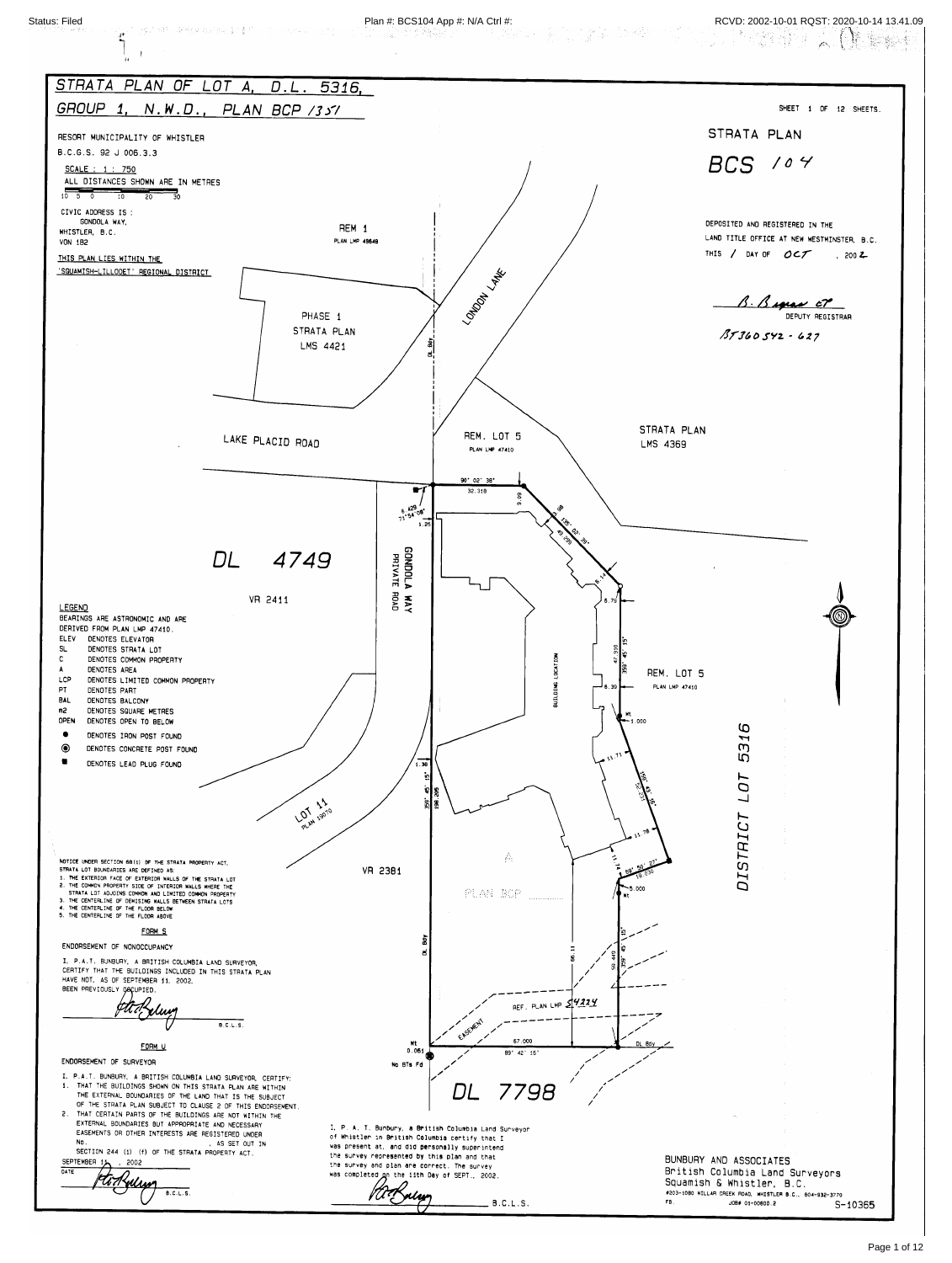# STRATA PLAN OF LOT A, D.L. 5316, GROUP 1, N.W.D., PLAN BCP /351

SHEET 1 OF 12 SHEETS.

STRATA PLAN

**BCS 104**

RESORT MUNICIPALITY OF WHISTLER

B.C.G.S. 92 J 006.3.3

SCALE : 1 : 750

ALL DISTANCES SHOWN ARE IN METRES

CIVIC ADDRESS IS :
GONDOLA WAY,
WHISTLER, B.C.
V0N 1B2

THIS PLAN LIES WITHIN THE 'SQUAMISH-LILLOOET' REGIONAL DISTRICT

DEPOSITED AND REGISTERED IN THE LAND TITLE OFFICE AT NEW WESTMINSTER, B.C. THIS 1 DAY OF OCT , 2002

B. Bagan ET
DEPUTY REGISTRAR

BT360542 - 627

REM 1
PLAN LMP 48648

PHASE 1
STRATA PLAN
LMS 4421

LONDON LANE

LAKE PLACID ROAD

REM. LOT 5
PLAN LMP 47410

STRATA PLAN
LMS 4369

DL 4749

VR 2411

GONDOLA WAY PRIVATE ROAD

BUILDING LOCATION

REM. LOT 5
PLAN LMP 47410

DISTRICT LOT 5316

LOT 11
PLAN 19070

VR 2381

A

PLAN BCP

REF. PLAN LMP 54224

EASEMENT

DL 7798

No BTs Fd

90° 02' 38" 32.318 — 8.429 71°54'08" — 1.25 — 135° 02' 35" 49.299 — 9.08 — 9.98 — 6.11 — 6.75 — 359° 45' 15" 47.910 — 6.39 — 1.000 — 11.71 — 155° 43' 16" 32.231 — 11.78 — 11.74 — 89° 50' 27" 19.030 — 5.000 — 359° 45' 15" 59.440 — 66.11 — 359° 45' 15" 156.265 — 1.36 — 67.000 — 89° 42' 15" — 0.061

## LEGEND

BEARINGS ARE ASTRONOMIC AND ARE DERIVED FROM PLAN LMP 47410.

- ELEV — DENOTES ELEVATOR
- SL — DENOTES STRATA LOT
- C — DENOTES COMMON PROPERTY
- A — DENOTES AREA
- LCP — DENOTES LIMITED COMMON PROPERTY
- PT — DENOTES PART
- BAL — DENOTES BALCONY
- m2 — DENOTES SQUARE METRES
- OPEN — DENOTES OPEN TO BELOW
- ● — DENOTES IRON POST FOUND
- ◉ — DENOTES CONCRETE POST FOUND
- ■ — DENOTES LEAD PLUG FOUND

NOTICE UNDER SECTION 68(1) OF THE STRATA PROPERTY ACT, STRATA LOT BOUNDARIES ARE DEFINED AS:

1. THE EXTERIOR FACE OF EXTERIOR WALLS OF THE STRATA LOT
2. THE COMMON PROPERTY SIDE OF INTERIOR WALLS WHERE THE STRATA LOT ADJOINS COMMON AND LIMITED COMMON PROPERTY
3. THE CENTERLINE OF DENISING WALLS BETWEEN STRATA LOTS
4. THE CENTERLINE OF THE FLOOR BELOW
5. THE CENTERLINE OF THE FLOOR ABOVE

### FORM S

ENDORSEMENT OF NONOCCUPANCY

I, P.A.T. BUNBURY, A BRITISH COLUMBIA LAND SURVEYOR, CERTIFY THAT THE BUILDINGS INCLUDED IN THIS STRATA PLAN HAVE NOT, AS OF SEPTEMBER 11, 2002, BEEN PREVIOUSLY OCCUPIED.

B.C.L.S.

### FORM U

ENDORSEMENT OF SURVEYOR

I, P.A.T. BUNBURY, A BRITISH COLUMBIA LAND SURVEYOR, CERTIFY:

1. THAT THE BUILDINGS SHOWN ON THIS STRATA PLAN ARE WITHIN THE EXTERNAL BOUNDARIES OF THE LAND THAT IS THE SUBJECT OF THE STRATA PLAN SUBJECT TO CLAUSE 2 OF THIS ENDORSEMENT.
2. THAT CERTAIN PARTS OF THE BUILDINGS ARE NOT WITHIN THE EXTERNAL BOUNDARIES BUT APPROPRIATE AND NECESSARY EASEMENTS OR OTHER INTERESTS ARE REGISTERED UNDER No. , AS SET OUT IN SECTION 244 (1) (f) OF THE STRATA PROPERTY ACT.

SEPTEMBER 11 , 2002
DATE

B.C.L.S.

I, P. A. T. Bunbury, a British Columbia Land Surveyor of Whistler in British Columbia certify that I was present at, and did personally superintend the survey represented by this plan and that the survey and plan are correct. The survey was completed on the 11th Day of SEPT., 2002.

B.C.L.S.

BUNBURY AND ASSOCIATES
British Columbia Land Surveyors
Squamish & Whistler, B.C.
#203-1080 MILLAR CREEK ROAD, WHISTLER B.C., 604-932-3770

FB. JOB# 01-00800.2

S-10365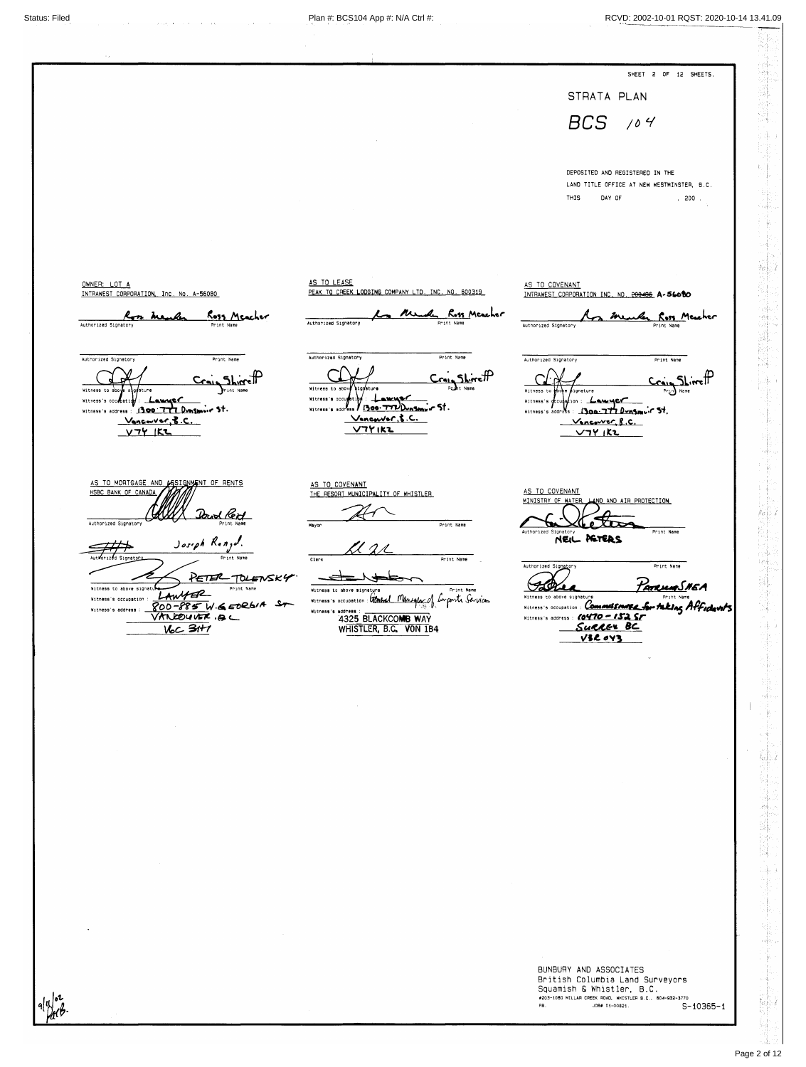SHEET 2 OF 12 SHEETS.

STRATA PLAN

BCS 104

DEPOSITED AND REGISTERED IN THE LAND TITLE OFFICE AT NEW WESTMINSTER, B.C.
THIS DAY OF , 200 .

OWNER: LOT A
INTRAWEST CORPORATION, Inc. No. A-56080

Ross Meacher
Authorized Signatory — Print Name

Authorized Signatory — Print Name

Craig Shirreff
Witness to above signature — Print Name
Witness's occupation : Lawyer
Witness's address : 1300-777 Dunsmuir St.
Vancouver, B.C.
V7Y 1K2

AS TO LEASE
PEAK TO CREEK LODGING COMPANY LTD. INC. NO. 600319

Ross Meacher
Authorized Signatory — Print Name

Authorized Signatory — Print Name

Craig Shirreff
Witness to above signature — Print Name
Witness's occupation : Lawyer
Witness's address : 1300-777 Dunsmuir St.
Vancouver, B.C.
V7Y 1K2

AS TO COVENANT
INTRAWEST CORPORATION INC. NO. ~~200486~~ A-56080

Ross Meacher
Authorized Signatory — Print Name

Authorized Signatory — Print Name

Craig Shirreff
Witness to above signature — Print Name
Witness's occupation : Lawyer
Witness's address : 1300-777 Dunsmuir St.
Vancouver, B.C.
V7Y 1K2

AS TO MORTGAGE AND ASSIGNMENT OF RENTS
HSBC BANK OF CANADA

David Reid
Authorized Signatory — Print Name

Joseph Renyd.
Authorized Signatory — Print Name

PETER TOLENSKY
Witness to above signature — Print Name
Witness's occupation : LAWYER
Witness's address : 800-885 W. GEORGIA ST
VANCOUVER. B.C
V6C 3H1

AS TO COVENANT
THE RESORT MUNICIPALITY OF WHISTLER

Mayor — Print Name

Clerk — Print Name

Witness to above signature — Print Name
Witness's occupation : General Manager of Corporate Services
Witness's address :
4325 BLACKCOMB WAY
WHISTLER, B.C. V0N 1B4

AS TO COVENANT
MINISTRY OF WATER, LAND AND AIR PROTECTION

NEIL PETERS
Authorized Signatory — Print Name

Authorized Signatory — Print Name

PATRICIA SHEA
Witness to above signature — Print Name
Witness's occupation : Commissioner for taking Affidavits
Witness's address : 10470-152 ST
SURREY BC
V3R 0Y3

BUNBURY AND ASSOCIATES
British Columbia Land Surveyors
Squamish & Whistler, B.C.
#203-1080 MILLAR CREEK ROAD, WHISTLER B.C., 604-932-3770
FB. JOB# 51-00821 S-10365-1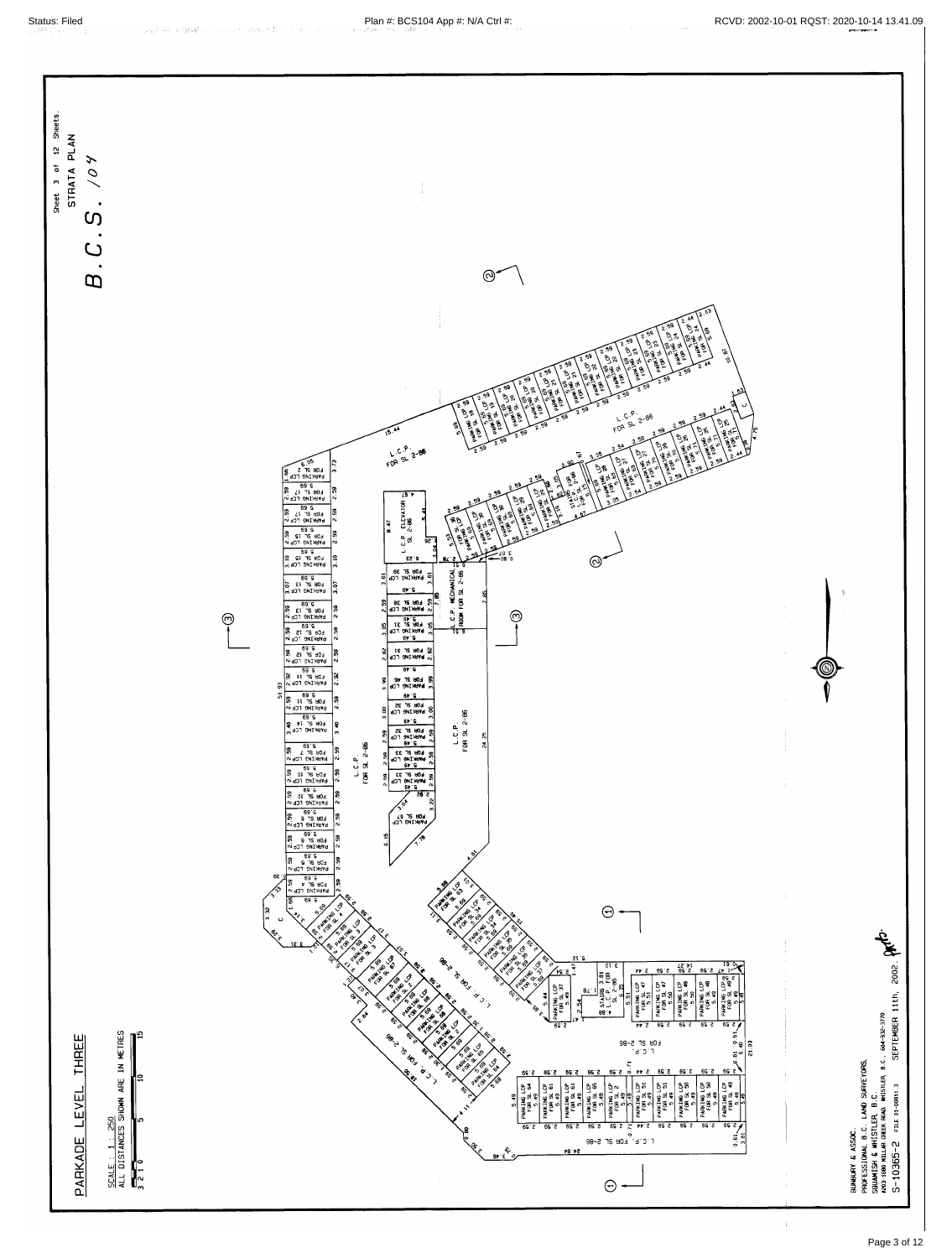Sheet 3 of 12 Sheets.

STRATA PLAN

B.C.S. 104

# PARKADE LEVEL THREE

SCALE : 1 : 250

ALL DISTANCES SHOWN ARE IN METRES

3 2 1 0 5 10 15

L.C.P. FOR SL 2-86

L.C.P. ELEVATOR SL 2-86

L.C.P. MECHANICAL ROOM FOR SL 2-86

STAIRS L.C.P. FOR SL 2-86

PARKING LCP FOR SL 1

PARKING LCP FOR SL 2

PARKING LCP FOR SL 3

PARKING LCP FOR SL 4

PARKING LCP FOR SL 5

PARKING LCP FOR SL 6

PARKING LCP FOR SL 7

PARKING LCP FOR SL 8

PARKING LCP FOR SL 9

PARKING LCP FOR SL 10

PARKING LCP FOR SL 11

PARKING LCP FOR SL 12

PARKING LCP FOR SL 13

PARKING LCP FOR SL 14

PARKING LCP FOR SL 15

PARKING LCP FOR SL 16

PARKING LCP FOR SL 17

PARKING LCP FOR SL 18

PARKING LCP FOR SL 19

PARKING LCP FOR SL 20

PARKING LCP FOR SL 21

PARKING LCP FOR SL 22

PARKING LCP FOR SL 23

PARKING LCP FOR SL 24

PARKING LCP FOR SL 25

PARKING LCP FOR SL 26

PARKING LCP FOR SL 27

PARKING LCP FOR SL 28

PARKING LCP FOR SL 29

PARKING LCP FOR SL 30

PARKING LCP FOR SL 31

PARKING LCP FOR SL 32

PARKING LCP FOR SL 33

PARKING LCP FOR SL 34

PARKING LCP FOR SL 35

PARKING LCP FOR SL 36

PARKING LCP FOR SL 37

PARKING LCP FOR SL 38

PARKING LCP FOR SL 46

PARKING LCP FOR SL 47

PARKING LCP FOR SL 48

PARKING LCP FOR SL 49

PARKING LCP FOR SL 50

PARKING LCP FOR SL 51

PARKING LCP FOR SL 61

PARKING LCP FOR SL 63

PARKING LCP FOR SL 64

PARKING LCP FOR SL 65

PARKING LCP FOR SL 66

PARKING LCP FOR SL 67

BUNBURY & ASSOC.

PROFESSIONAL B.C. LAND SURVEYORS,

SQUAMISH & WHISTLER, B.C.

#203-1080 MILLAR CREEK ROAD, WHISTLER, B.C. 604-932-3770

S-10365-2 FILE 01-00811.3

SEPTEMBER 11th, 2002.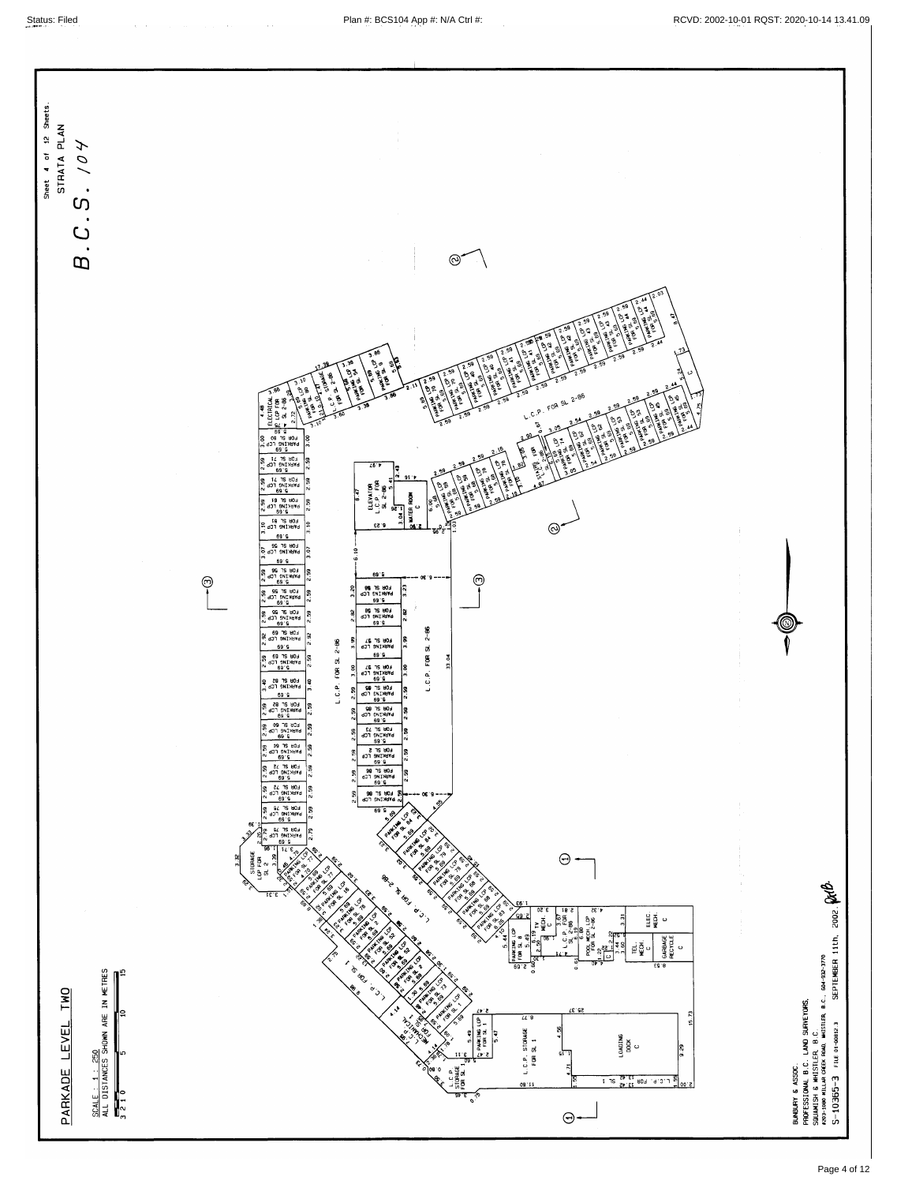Sheet 4 of 12 Sheets.

STRATA PLAN

# B.C.S. 104

## PARKADE LEVEL TWO

SCALE : 1 : 250
ALL DISTANCES SHOWN ARE IN METRES

BUNBURY & ASSOC.
PROFESSIONAL B.C. LAND SURVEYORS,
SQUAMISH & WHISTLER, B.C.
#203-1080 MILLAR CREEK ROAD, WHISTLER, B.C., 604-932-3770

S-10365-3 FILE 01-00812.3

SEPTEMBER 11th, 2002.

ELECTRICAL LCP FOR SL 2-86

STORAGE LCP FOR SL 2

ELEVATOR L.C.P. FOR SL 2-86

WATER ROOM C

L.C.P. FOR SL 2-86

TV MECH. C

POOL MECH. LCP FOR SL 2-86

ELEC. MECH. C

TEL. MECH. C

GARBAGE RECYCLE C

L.C.P. STORAGE FOR SL 1

LOADING DOCK C

L.C.P. FOR SL 1

MECHANICAL LCP FOR SL 1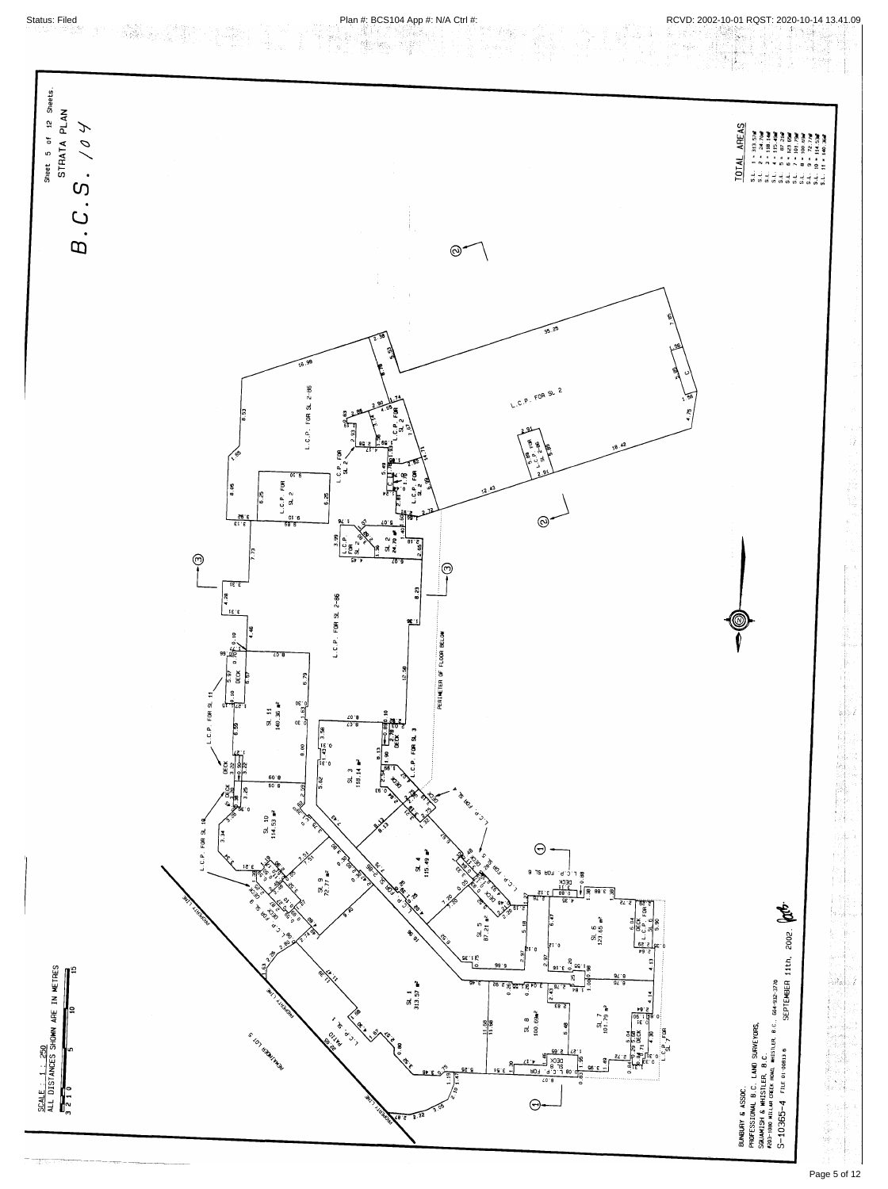Sheet 5 of 12 Sheets.

STRATA PLAN

# B.C.S. 104

## TOTAL AREAS

S.L. 1 = 313.57m²
S.L. 2 = 24.70m²
S.L. 3 = 118.14m²
S.L. 4 = 115.49m²
S.L. 5 = 87.21m²
S.L. 6 = 123.65m²
S.L. 7 = 101.79m²
S.L. 8 = 100.69m²
S.L. 9 = 72.77m²
S.L. 10 = 114.53m²
S.L. 11 = 140.36m²

L.C.P. FOR SL 2

L.C.P. FOR SL 2-86

L.C.P. FOR SL 3

L.C.P. FOR SL 4

L.C.P. FOR SL 5

L.C.P. FOR SL 6

L.C.P. FOR SL 7

L.C.P. FOR SL 8

L.C.P. FOR SL 9

L.C.P. FOR SL 10

L.C.P. FOR SL 11

L.C.P. SL 1 PATIO

SL 1 313.57 m²

SL 2 24.70 m²

SL 3 118.14 m²

SL 4 115.49 m²

SL 5 87.21 m²

SL 6 123.65 m²

SL 7 101.79 m²

SL 8 100.69 m²

SL 9 72.77 m²

SL 10 114.53 m²

SL 11 140.36 m²

DECK

PERIMETER OF FLOOR BELOW

PROPERTY LINE

REMAINDER LOT 5

SCALE: 1 : 250
ALL DISTANCES SHOWN ARE IN METRES

BUNBURY & ASSOC.
PROFESSIONAL B.C. LAND SURVEYORS,
SQUAMISH & WHISTLER, B.C.
#203-1080 MILLAR CREEK ROAD, WHISTLER, B.C., 604-932-3770
S-10365-4 FILE 01-0013 B

SEPTEMBER 11th, 2002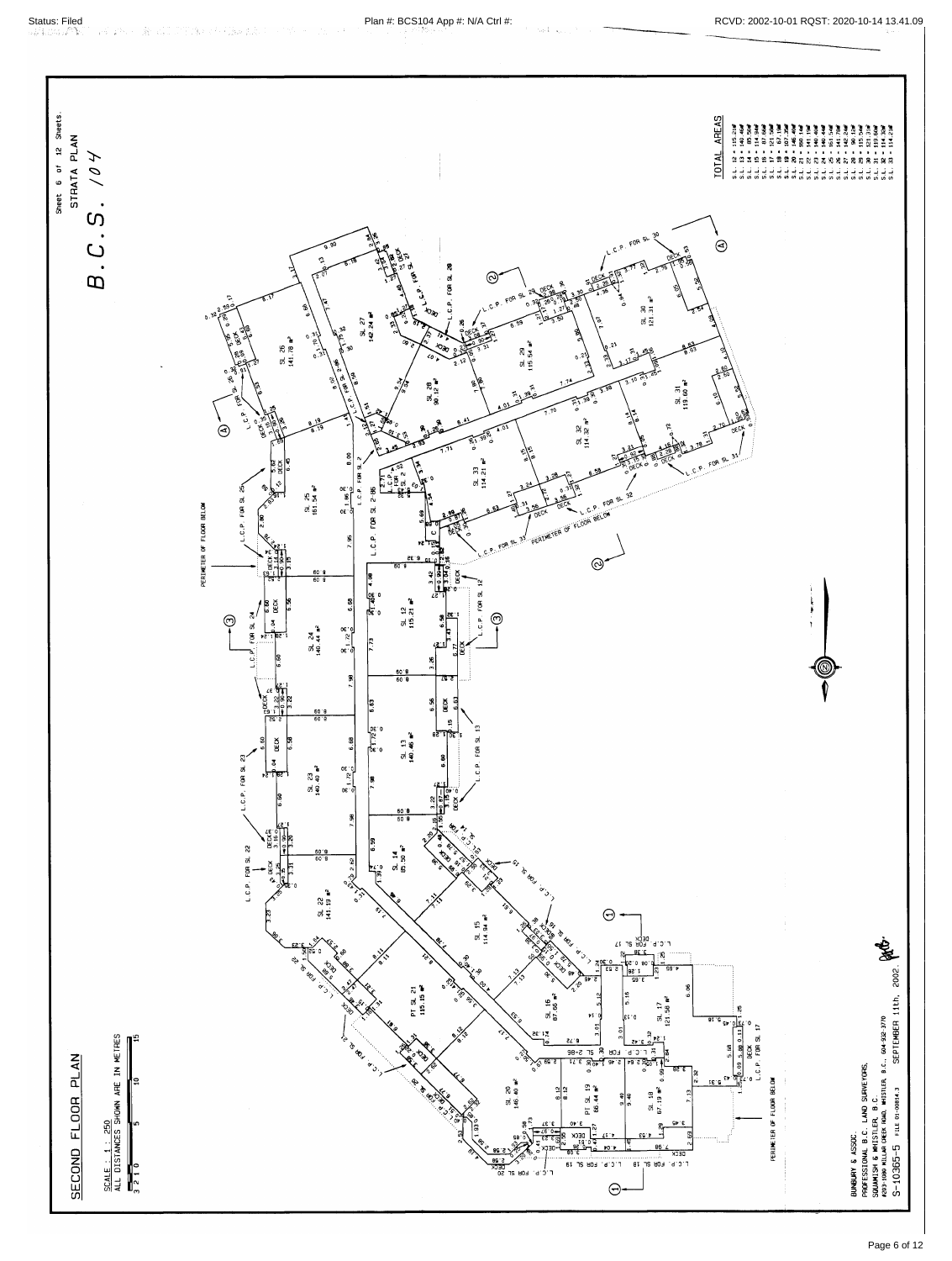Sheet 6 of 12 Sheets.
STRATA PLAN

# B.C.S. 104

## SECOND FLOOR PLAN

SCALE : 1 : 250
ALL DISTANCES SHOWN ARE IN METRES

### TOTAL AREAS

| | |
|---|---|
| S.L. 12 = 115.21m² | S.L. 23 = 140.40m² |
| S.L. 13 = 140.46m² | S.L. 24 = 140.44m² |
| S.L. 14 = 85.50m² | S.L. 25 = 161.54m² |
| S.L. 15 = 114.94m² | S.L. 26 = 141.78m² |
| S.L. 16 = 87.66m² | S.L. 27 = 142.24m² |
| S.L. 17 = 121.58m² | S.L. 28 = 90.12m² |
| S.L. 18 = 67.19m² | S.L. 29 = 115.54m² |
| S.L. 19 = 87.29m² | S.L. 30 = 121.31m² |
| S.L. 20 = 146.40m² | S.L. 31 = 119.60m² |
| S.L. 21 = 160.14m² | S.L. 32 = 114.32m² |
| S.L. 22 = 141.19m² | S.L. 33 = 114.21m² |

SL 12 115.21 m²
SL 13 140.46 m²
SL 14 85.50 m²
SL 15 114.94 m²
SL 16 87.66 m²
SL 17 121.58 m²
SL 18 67.19 m²
PT SL 19 86.44 m²
SL 20 146.40 m²
PT SL 21 115.15 m²
SL 22 141.19 m²
SL 23 140.40 m²
SL 24 140.44 m²
SL 25 161.54 m²
SL 26 141.78 m²
SL 27 142.24 m²
SL 28 90.12 m²
SL 29 115.54 m²
SL 30 121.31 m²
SL 31 119.60 m²
SL 32 114.32 m²
SL 33 114.21 m²

L.C.P. FOR SL 12, L.C.P. FOR SL 13, L.C.P. FOR SL 17, L.C.P. FOR SL 18, L.C.P. FOR SL 19, L.C.P. FOR SL 20, L.C.P. FOR SL 22, L.C.P. FOR SL 23, L.C.P. FOR SL 24, L.C.P. FOR SL 25, L.C.P. FOR SL 26, L.C.P. FOR SL 28, L.C.P. FOR SL 29, L.C.P. FOR SL 30, L.C.P. FOR SL 31, L.C.P. FOR SL 32, L.C.P. FOR SL 33, L.C.P. FOR SL 2, L.C.P. FOR SL 2-86

DECK

PERIMETER OF FLOOR BELOW

BUNBURY & ASSOC.
PROFESSIONAL B.C. LAND SURVEYORS,
SQUAMISH & WHISTLER, B.C.
#203-1080 MILLAR CREEK ROAD, WHISTLER, B.C., 604-932-3770
S-10365-5 FILE 01-0814.3

SEPTEMBER 11th, 2002.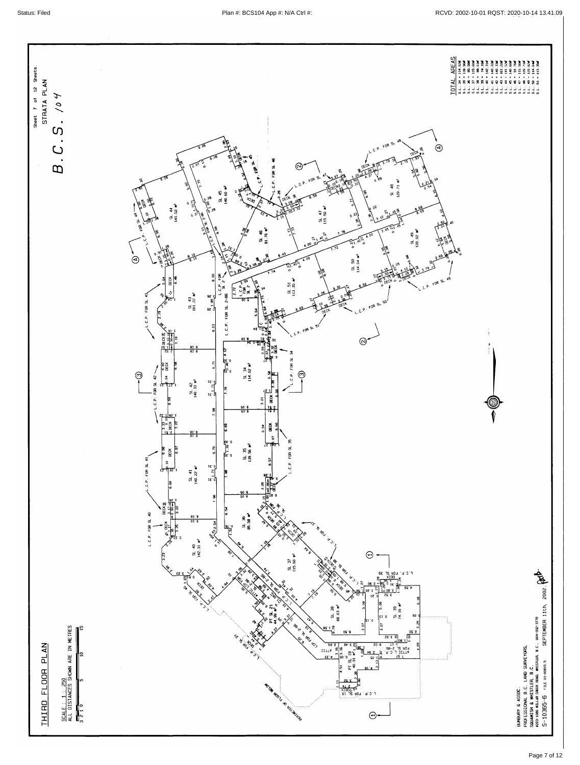# THIRD FLOOR PLAN

SCALE : 1 : 250
ALL DISTANCES SHOWN ARE IN METRES

Sheet 7 of 12 Sheets.
STRATA PLAN

B.C.S. 104

## TOTAL AREAS

| | |
|---|---|
| S.L. 34 | 114.02m² |
| S.L. 35 | 139.56m² |
| S.L. 36 | 85.58m² |
| S.L. 37 | 115.60m² |
| S.L. 38 | 88.03m² |
| S.L. 39 | 74.16m² |
| S.L. 40 | 142.31m² |
| S.L. 41 | 140.22m² |
| S.L. 42 | 140.33m² |
| S.L. 43 | 161.22m² |
| S.L. 44 | 141.52m² |
| S.L. 45 | 140.60m² |
| S.L. 46 | 91.76m² |
| S.L. 47 | 115.50m² |
| S.L. 48 | 120.71m² |
| S.L. 49 | 120.02m² |
| S.L. 50 | 114.04m² |
| S.L. 51 | 113.35m² |

SL 34 114.02 m²
SL 35 139.56 m²
SL 36 85.58 m²
SL 37 115.60 m²
SL 38 88.03 m²
SL 39 74.16 m²
SL 40 142.31 m²
SL 41 140.22 m²
SL 42 140.33 m²
SL 43 161.22 m²
SL 44 141.52 m²
SL 45 140.60 m²
SL 46 91.76 m²
SL 47 115.50 m²
SL 48 120.71 m²
SL 49 120.02 m²
SL 50 114.04 m²
SL 51 113.35 m²
PT SL 21 44.99 m²
PT SL 19 40.91 m²

L.C.P. FOR SL 34
L.C.P. FOR SL 35
L.C.P. FOR SL 37
L.C.P. FOR SL 38
L.C.P. FOR SL 39
L.C.P. FOR SL 40
L.C.P. FOR SL 41
L.C.P. FOR SL 42
L.C.P. FOR SL 43
L.C.P. FOR SL 44
L.C.P. FOR SL 45
L.C.P. FOR SL 46
L.C.P. FOR SL 47
L.C.P. FOR SL 48
L.C.P. FOR SL 49
L.C.P. FOR SL 50
L.C.P. FOR SL 51
L.C.P. FOR SL 2-86
L.C.P. FOR SL 21
L.C.P. FOR SL 19
ATTIC L.C.P. FOR SL 2-86
ATTIC

PERIMETER OF FLOOR BELOW

DECK

SEPTEMBER 11th, 2002.

BUNBURY & ASSOC.
PROFESSIONAL B.C. LAND SURVEYORS,
SQUAMISH & WHISTLER, B.C.
#203-1080 MILLAR CREEK ROAD, WHISTLER, B.C. 604-932-3770
S-10365-6 FILE 01-0085.5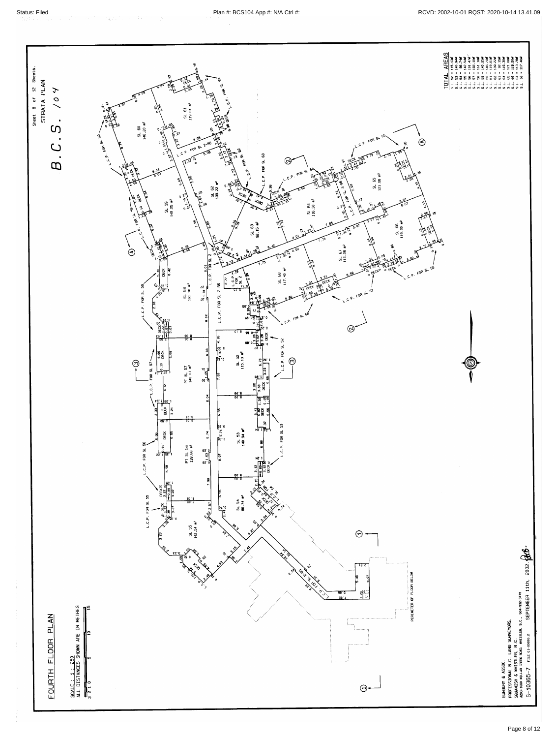Sheet 8 of 12 Sheets.

STRATA PLAN

# B.C.S. 104

## FOURTH FLOOR PLAN

SCALE : 1 : 250

ALL DISTANCES SHOWN ARE IN METRES

| TOTAL AREAS | |
|---|---|
| S.L. 52 | 115.13 m² |
| S.L. 53 | 140.94 m² |
| S.L. 54 | 86.74 m² |
| S.L. 55 | 142.54 m² |
| S.L. 56 | 191.47 m² |
| S.L. 57 | 192.10 m² |
| S.L. 58 | 161.38 m² |
| S.L. 59 | 140.25 m² |
| S.L. 60 | 146.20 m² |
| S.L. 61 | 119.01 m² |
| S.L. 62 | 139.22 m² |
| S.L. 63 | 92.15 m² |
| S.L. 64 | 116.30 m² |
| S.L. 65 | 121.08 m² |
| S.L. 66 | 119.20 m² |
| S.L. 67 | 113.28 m² |
| S.L. 68 | 117.40 m² |

SL 52 115.13 m²
SL 53 140.94 m²
SL 54 86.74 m²
SL 55 142.54 m²
PT SL 56 139.88 m²
PT SL 57 140.07 m²
SL 58 161.38 m²
SL 59 140.25 m²
SL 60 146.20 m²
SL 61 119.01 m²
SL 62 139.22 m²
SL 63 92.15 m²
SL 64 116.30 m²
SL 65 121.08 m²
SL 66 119.20 m²
SL 67 113.28 m²
SL 68 117.40 m²

L.C.P. FOR SL 52, L.C.P. FOR SL 53, L.C.P. FOR SL 55, L.C.P. FOR SL 56, L.C.P. FOR SL 57, L.C.P. FOR SL 58, L.C.P. FOR SL 59, L.C.P. FOR SL 60, L.C.P. FOR SL 61, L.C.P. FOR SL 62, L.C.P. FOR SL 63, L.C.P. FOR SL 64, L.C.P. FOR SL 65, L.C.P. FOR SL 66, L.C.P. FOR SL 67, L.C.P. FOR SL 68, L.C.P. FOR SL 2-86

PERIMETER OF FLOOR BELOW

BUNBURY & ASSOC.
PROFESSIONAL B.C. LAND SURVEYORS,
SQUAMISH & WHISTLER, B.C.
#203-1080 MILLAR CREEK ROAD, WHISTLER, B.C., 604-932-3770

S-10365-7 FILE 01-0081 6.2 SEPTEMBER 11th, 2002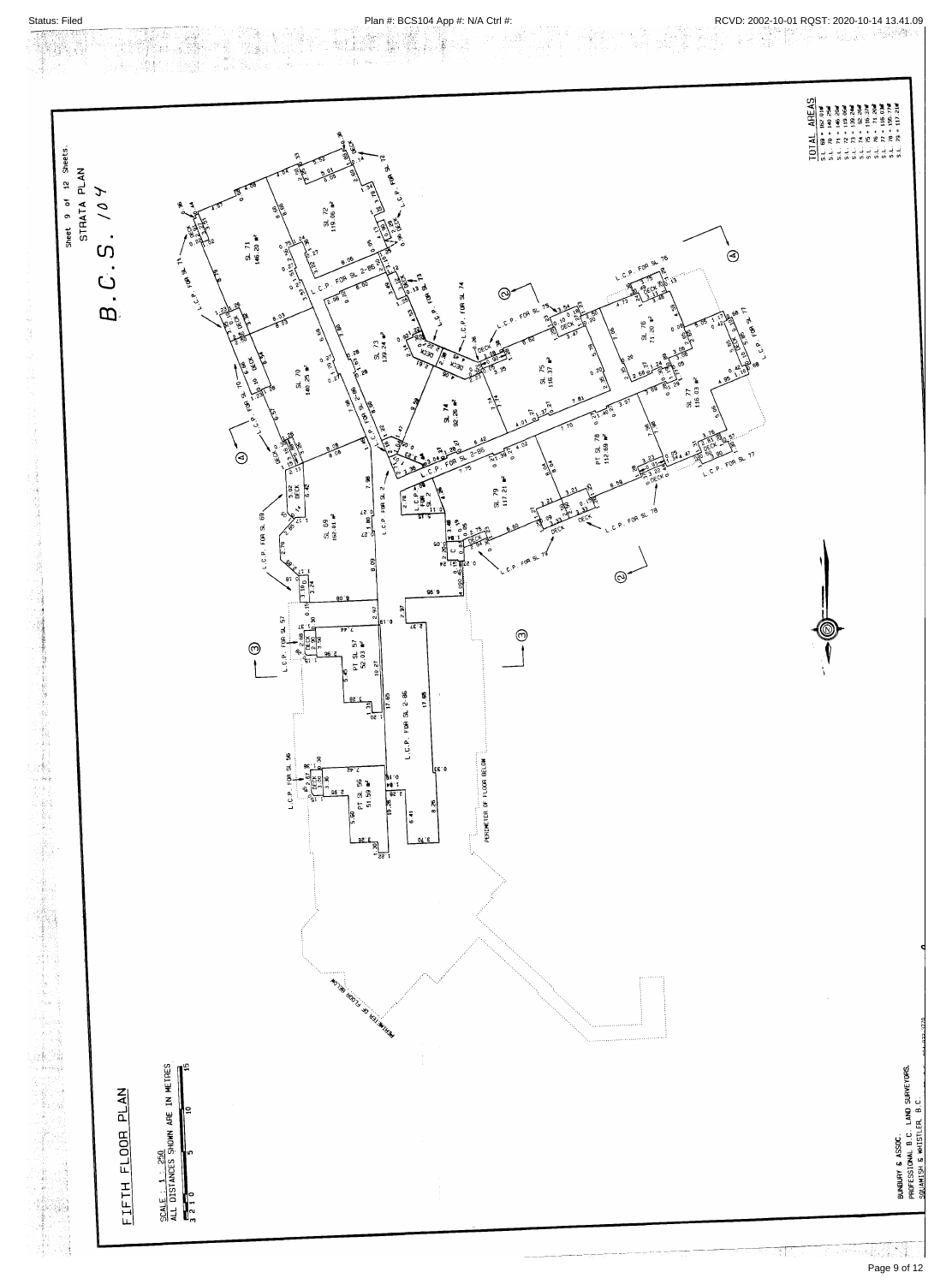Sheet 9 of 12 Sheets.

STRATA PLAN

# B.C.S. 104

## FIFTH FLOOR PLAN

SCALE : 1 : 250
ALL DISTANCES SHOWN ARE IN METRES

| TOTAL AREAS |
|---|
| S.L. 69 = 162.01 m² |
| S.L. 70 = 140.25 m² |
| S.L. 71 = 146.20 m² |
| S.L. 72 = 119.66 m² |
| S.L. 73 = 139.24 m² |
| S.L. 74 = 92.26 m² |
| S.L. 75 = 116.37 m² |
| S.L. 76 = 71.20 m² |
| S.L. 77 = 116.03 m² |
| S.L. 78 = 156.77 m² |
| S.L. 79 = 117.21 m² |

SL 69 162.01 m²
SL 70 140.25 m²
SL 71 146.20 m²
SL 72 119.66 m²
SL 73 139.24 m²
SL 74 92.26 m²
SL 75 116.37 m²
SL 76 71.20 m²
SL 77 116.03 m²
PT SL 78 112.69 m²
SL 79 117.21 m²
PT SL 57 52.03 m²
PT SL 56 51.59 m²

L.C.P. FOR SL 2-86
L.C.P. FOR SL 2
L.C.P. FOR SL 56
L.C.P. FOR SL 57
L.C.P. FOR SL 69
L.C.P. FOR SL 70
L.C.P. FOR SL 71
L.C.P. FOR SL 72
L.C.P. FOR SL 73
L.C.P. FOR SL 74
L.C.P. FOR SL 75
L.C.P. FOR SL 76
L.C.P. FOR SL 77
L.C.P. FOR SL 78
L.C.P. FOR SL 79

PERIMETER OF FLOOR BELOW

BUNBURY & ASSOC.
PROFESSIONAL B.C. LAND SURVEYORS,
SQUAMISH & WHISTLER, B.C.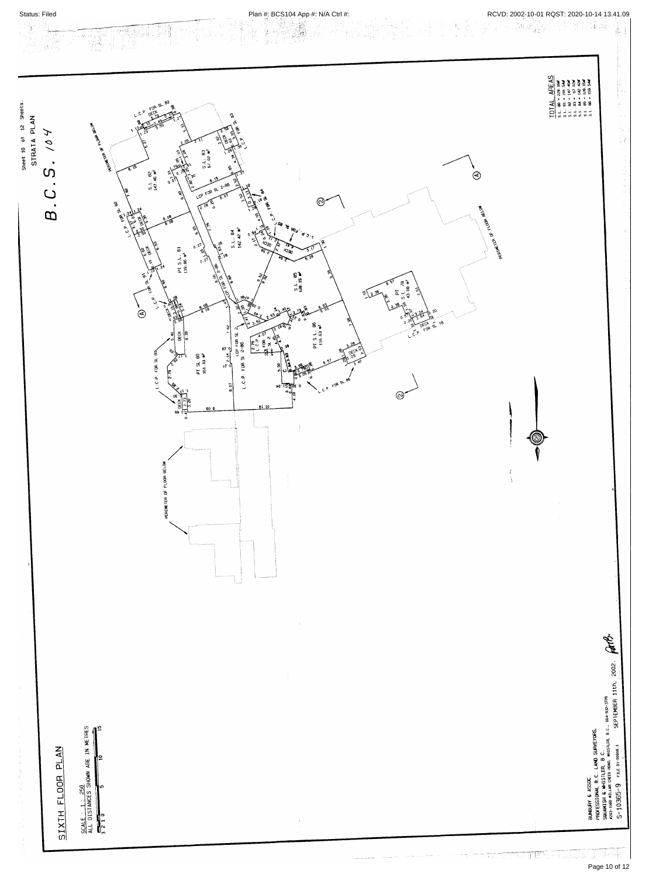Sheet 10 of 12 Sheets.

STRATA PLAN

# B.C.S. 104

## SIXTH FLOOR PLAN

SCALE = 1 : 250

ALL DISTANCES SHOWN ARE IN METRES

## TOTAL AREAS

S.L. 80 = 226 9m²
S.L. 81 = 195 5m²
S.L. 82 = 147 46m²
S.L. 83 = 67 02m²
S.L. 84 = 142 42m²
S.L. 85 = 128 15m²
S.L. 86 = 159 54m²

S.L. 82 147.46 m²

S.L. 83 67.02 m²

PT S.L. 81 139.86 m²

S.L. 84 142.42 m²

S.L. 85 128.15 m²

PT S.L. 86 116.63 m²

PT SL 80 151.33 m²

PT S.L. 78 43.08 m²

L.C.P. FOR SL 82

L.C.P. FOR SL 83

L.C.P. FOR SL 81

LCP FOR SL 2-86

L.C.P. FOR SL 84

L.C.P. FOR SL 80

L.C.P. FOR SL 86

L.C.P. FOR SL 78

PERIMETER OF FLOOR BELOW

BUNBURY & ASSOC.
PROFESSIONAL B.C. LAND SURVEYORS,
SQUAMISH & WHISTLER, B.C.
#203-1080 MILLAR CREEK ROAD, WHISTLER, B.C., 604-932-3770
S-10365-9 FILE 01-00818.1

SEPTEMBER 11th, 2002.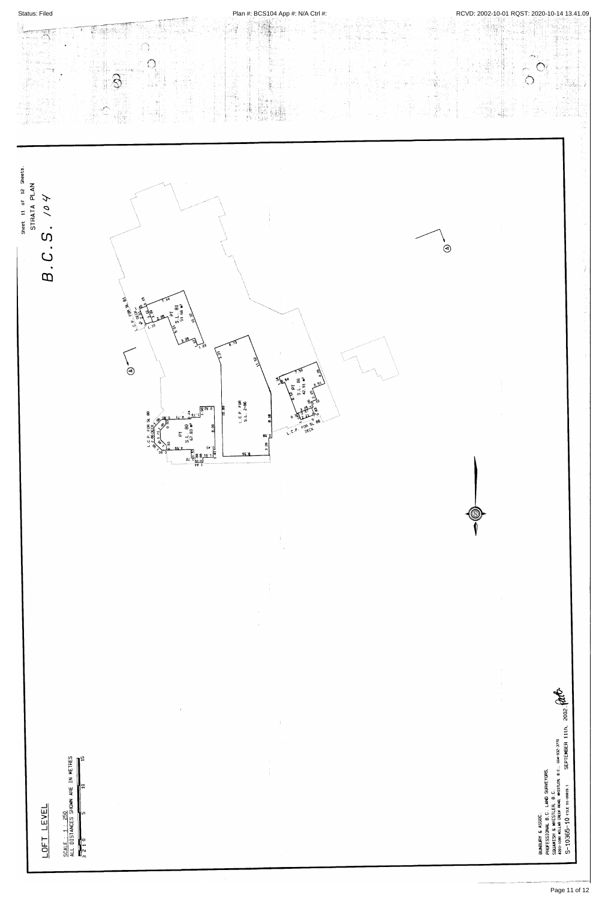Status: Filed Plan #: BCS104 App #: N/A Ctrl #: RCVD: 2002-10-01 RQST: 2020-10-14 13.41.09

Sheet 11 of 12 Sheets.
STRATA PLAN

# B.C.S. 104

# LOFT LEVEL

SCALE : 1 : 250
ALL DISTANCES SHOWN ARE IN METRES

L.C.P. FOR SL 81
PT
S.L. 81
51.56 m²

L.C.P. FOR SL 80
PT
S.L. 80
67.83 m²

L.C.P. FOR
S.L. 2-86

PT
S.L. 86
46.91 m²

L.C.P. FOR SL 86
DECK

(A)

BUNBURY & ASSOC.
PROFESSIONAL B.C. LAND SURVEYORS,
SQUAMISH & WHISTLER, B.C.
#202-1200 MILLAR CREEK ROAD WHISTLER, B.C., 604-932-3770
S-10365-10 FILE 01-00819.1 SEPTEMBER 11th, 2002.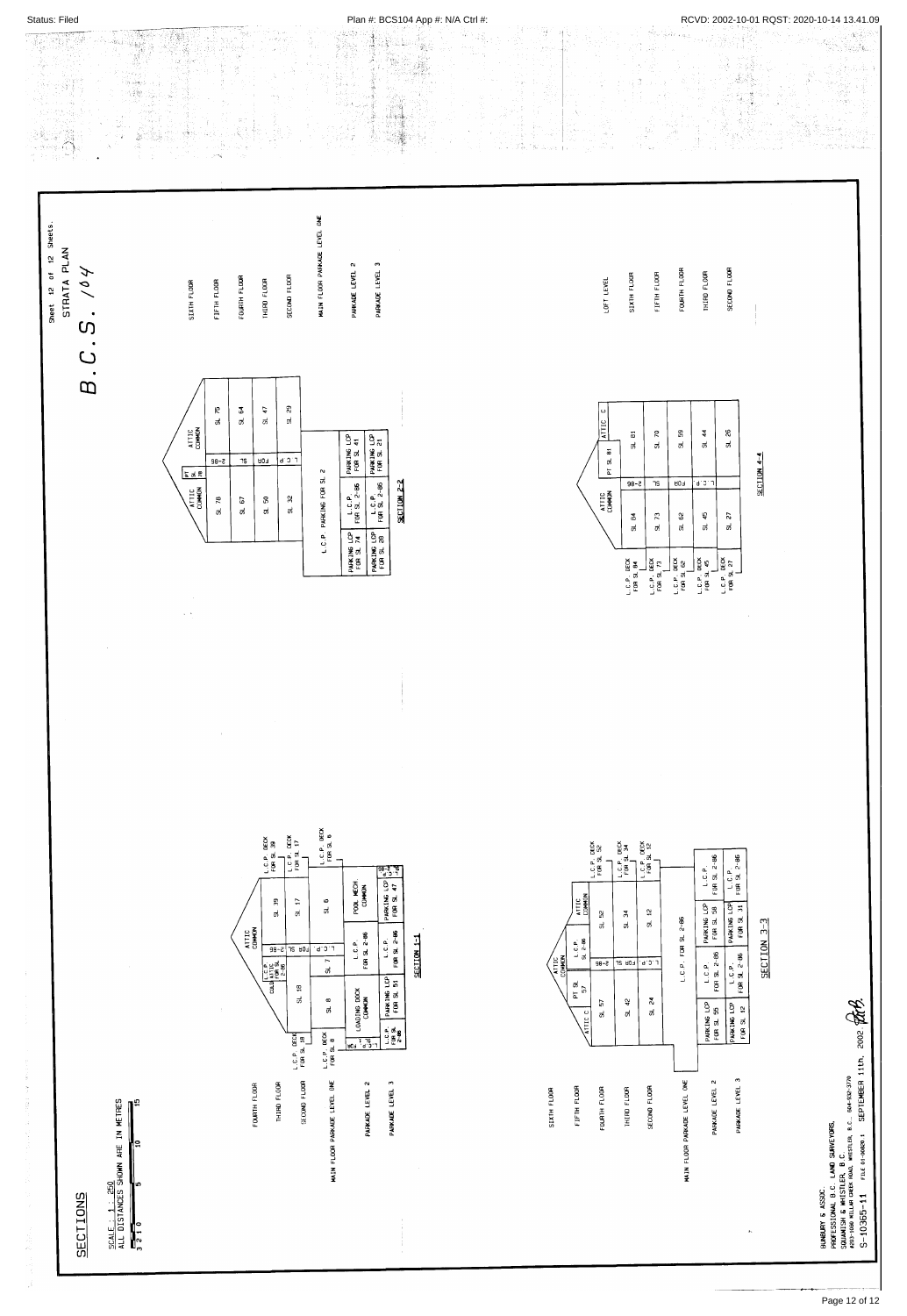Sheet 12 of 12 Sheets.

STRATA PLAN

B.C.S. 104

## SECTIONS

SCALE : 1 : 250

ALL DISTANCES SHOWN ARE IN METRES

3 2 1 0 5 10 15

SECTION 1-1

FOURTH FLOOR

THIRD FLOOR

SECOND FLOOR

MAIN FLOOR PARKADE LEVEL ONE

PARKADE LEVEL 2

PARKADE LEVEL 3

ATTIC COMMON

L.C.P. ATTIC FOR SL 2-86

SL 39

L.C.P. DECK FOR SL 39

SL 18

SL 17

L.C.P. DECK FOR SL 17

L.C.P. DECK FOR SL 18

SL 8

SL 7

SL 6

L.C.P. DECK FOR SL 6

L.C.P. DECK FOR SL 8

LOADING DOCK COMMON

L.C.P. FOR SL 2-86

POOL MECH. COMMON

PARKING LCP FOR SL 51

L.C.P. FOR SL 2-86

PARKING LCP FOR SL 47

SECTION 2-2

SIXTH FLOOR

FIFTH FLOOR

FOURTH FLOOR

THIRD FLOOR

SECOND FLOOR

MAIN FLOOR PARKADE LEVEL ONE

PARKADE LEVEL 2

PARKADE LEVEL 3

ATTIC COMMON

PT SL 78

ATTIC COMMON

SL 78

SL 75

SL 67

SL 64

SL 50

SL 47

SL 32

SL 29

L.C.P. PARKING FOR SL 2

PARKING LCP FOR SL 74

L.C.P. FOR SL 2-86

PARKING LCP FOR SL 41

PARKING LCP FOR SL 28

L.C.P. FOR SL 2-86

PARKING LCP FOR SL 21

SECTION 3-3

SIXTH FLOOR

FIFTH FLOOR

FOURTH FLOOR

THIRD FLOOR

SECOND FLOOR

MAIN FLOOR PARKADE LEVEL ONE

PARKADE LEVEL 2

PARKADE LEVEL 3

ATTIC COMMON

PT SL 57

ATTIC C

L.C.P. SL 2-86

ATTIC COMMON

SL 57

SL 52

L.C.P. DECK FOR SL 52

SL 42

SL 34

L.C.P. DECK FOR SL 34

SL 24

SL 12

L.C.P. DECK FOR SL 12

L.C.P. FOR SL 2-86

PARKING LCP FOR SL 55

L.C.P. FOR SL 2-86

PARKING LCP FOR SL 58

L.C.P. FOR SL 2-86

PARKING LCP FOR SL 12

L.C.P. FOR SL 2-86

PARKING LCP FOR SL 31

L.C.P. FOR SL 2-86

SECTION 4-4

LOFT LEVEL

SIXTH FLOOR

FIFTH FLOOR

FOURTH FLOOR

THIRD FLOOR

SECOND FLOOR

ATTIC COMMON

PT SL 81

ATTIC C

L.C.P. DECK FOR SL 84

SL 84

SL 81

L.C.P. DECK FOR SL 73

SL 73

SL 70

L.C.P. DECK FOR SL 62

SL 62

SL 59

L.C.P. DECK FOR SL 45

SL 45

SL 44

L.C.P. DECK FOR SL 27

SL 27

SL 26

BUNBURY & ASSOC.

PROFESSIONAL B.C. LAND SURVEYORS,

SQUAMISH & WHISTLER, B.C.

#203-1068 MILLAR CREEK ROAD, WHISTLER, B.C. 604-932-3770

S-10365-11 FILE 01-0080 1 SEPTEMBER 11th, 2002